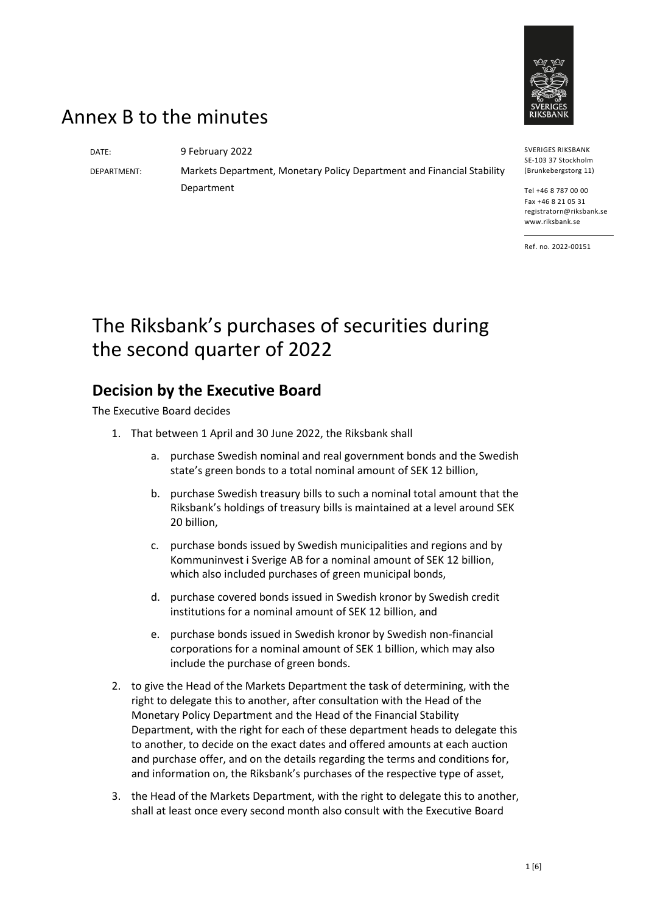# Annex B to the minutes

DATE: 9 February 2022

DEPARTMENT: Markets Department, Monetary Policy Department and Financial Stability Department

SVERIGES RIKSBANK
SE-103 37 Stockholm
(Brunkebergstorg 11)

Tel +46 8 787 00 00
Fax +46 8 21 05 31
registratorn@riksbank.se
www.riksbank.se

Ref. no. 2022-00151

# The Riksbank's purchases of securities during the second quarter of 2022

## Decision by the Executive Board

The Executive Board decides

1. That between 1 April and 30 June 2022, the Riksbank shall
    a. purchase Swedish nominal and real government bonds and the Swedish state's green bonds to a total nominal amount of SEK 12 billion,
    b. purchase Swedish treasury bills to such a nominal total amount that the Riksbank's holdings of treasury bills is maintained at a level around SEK 20 billion,
    c. purchase bonds issued by Swedish municipalities and regions and by Kommuninvest i Sverige AB for a nominal amount of SEK 12 billion, which also included purchases of green municipal bonds,
    d. purchase covered bonds issued in Swedish kronor by Swedish credit institutions for a nominal amount of SEK 12 billion, and
    e. purchase bonds issued in Swedish kronor by Swedish non-financial corporations for a nominal amount of SEK 1 billion, which may also include the purchase of green bonds.
2. to give the Head of the Markets Department the task of determining, with the right to delegate this to another, after consultation with the Head of the Monetary Policy Department and the Head of the Financial Stability Department, with the right for each of these department heads to delegate this to another, to decide on the exact dates and offered amounts at each auction and purchase offer, and on the details regarding the terms and conditions for, and information on, the Riksbank's purchases of the respective type of asset,
3. the Head of the Markets Department, with the right to delegate this to another, shall at least once every second month also consult with the Executive Board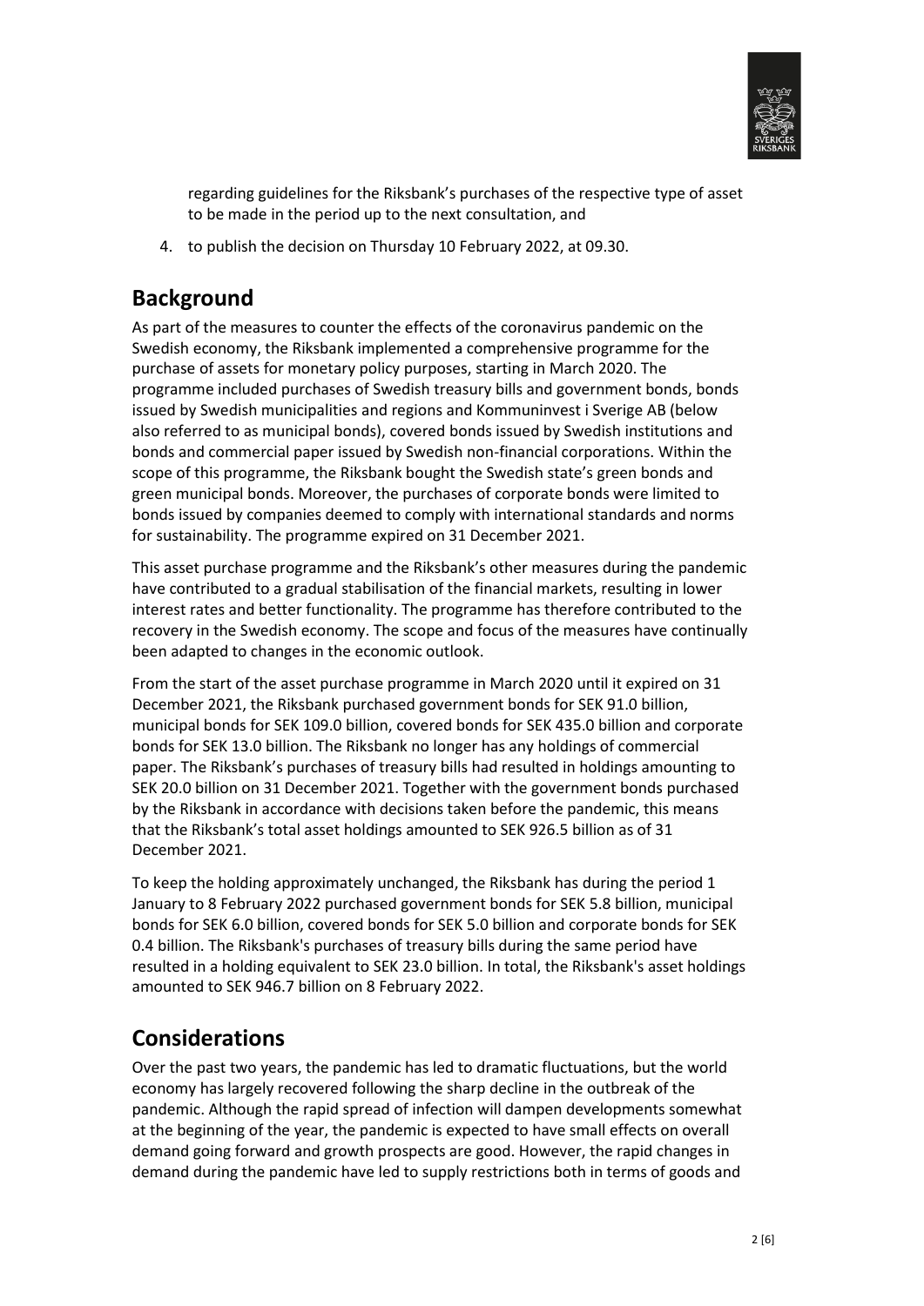regarding guidelines for the Riksbank's purchases of the respective type of asset to be made in the period up to the next consultation, and

4. to publish the decision on Thursday 10 February 2022, at 09.30.

## Background

As part of the measures to counter the effects of the coronavirus pandemic on the Swedish economy, the Riksbank implemented a comprehensive programme for the purchase of assets for monetary policy purposes, starting in March 2020. The programme included purchases of Swedish treasury bills and government bonds, bonds issued by Swedish municipalities and regions and Kommuninvest i Sverige AB (below also referred to as municipal bonds), covered bonds issued by Swedish institutions and bonds and commercial paper issued by Swedish non-financial corporations. Within the scope of this programme, the Riksbank bought the Swedish state's green bonds and green municipal bonds. Moreover, the purchases of corporate bonds were limited to bonds issued by companies deemed to comply with international standards and norms for sustainability. The programme expired on 31 December 2021.

This asset purchase programme and the Riksbank's other measures during the pandemic have contributed to a gradual stabilisation of the financial markets, resulting in lower interest rates and better functionality. The programme has therefore contributed to the recovery in the Swedish economy. The scope and focus of the measures have continually been adapted to changes in the economic outlook.

From the start of the asset purchase programme in March 2020 until it expired on 31 December 2021, the Riksbank purchased government bonds for SEK 91.0 billion, municipal bonds for SEK 109.0 billion, covered bonds for SEK 435.0 billion and corporate bonds for SEK 13.0 billion. The Riksbank no longer has any holdings of commercial paper. The Riksbank's purchases of treasury bills had resulted in holdings amounting to SEK 20.0 billion on 31 December 2021. Together with the government bonds purchased by the Riksbank in accordance with decisions taken before the pandemic, this means that the Riksbank's total asset holdings amounted to SEK 926.5 billion as of 31 December 2021.

To keep the holding approximately unchanged, the Riksbank has during the period 1 January to 8 February 2022 purchased government bonds for SEK 5.8 billion, municipal bonds for SEK 6.0 billion, covered bonds for SEK 5.0 billion and corporate bonds for SEK 0.4 billion. The Riksbank's purchases of treasury bills during the same period have resulted in a holding equivalent to SEK 23.0 billion. In total, the Riksbank's asset holdings amounted to SEK 946.7 billion on 8 February 2022.

## Considerations

Over the past two years, the pandemic has led to dramatic fluctuations, but the world economy has largely recovered following the sharp decline in the outbreak of the pandemic. Although the rapid spread of infection will dampen developments somewhat at the beginning of the year, the pandemic is expected to have small effects on overall demand going forward and growth prospects are good. However, the rapid changes in demand during the pandemic have led to supply restrictions both in terms of goods and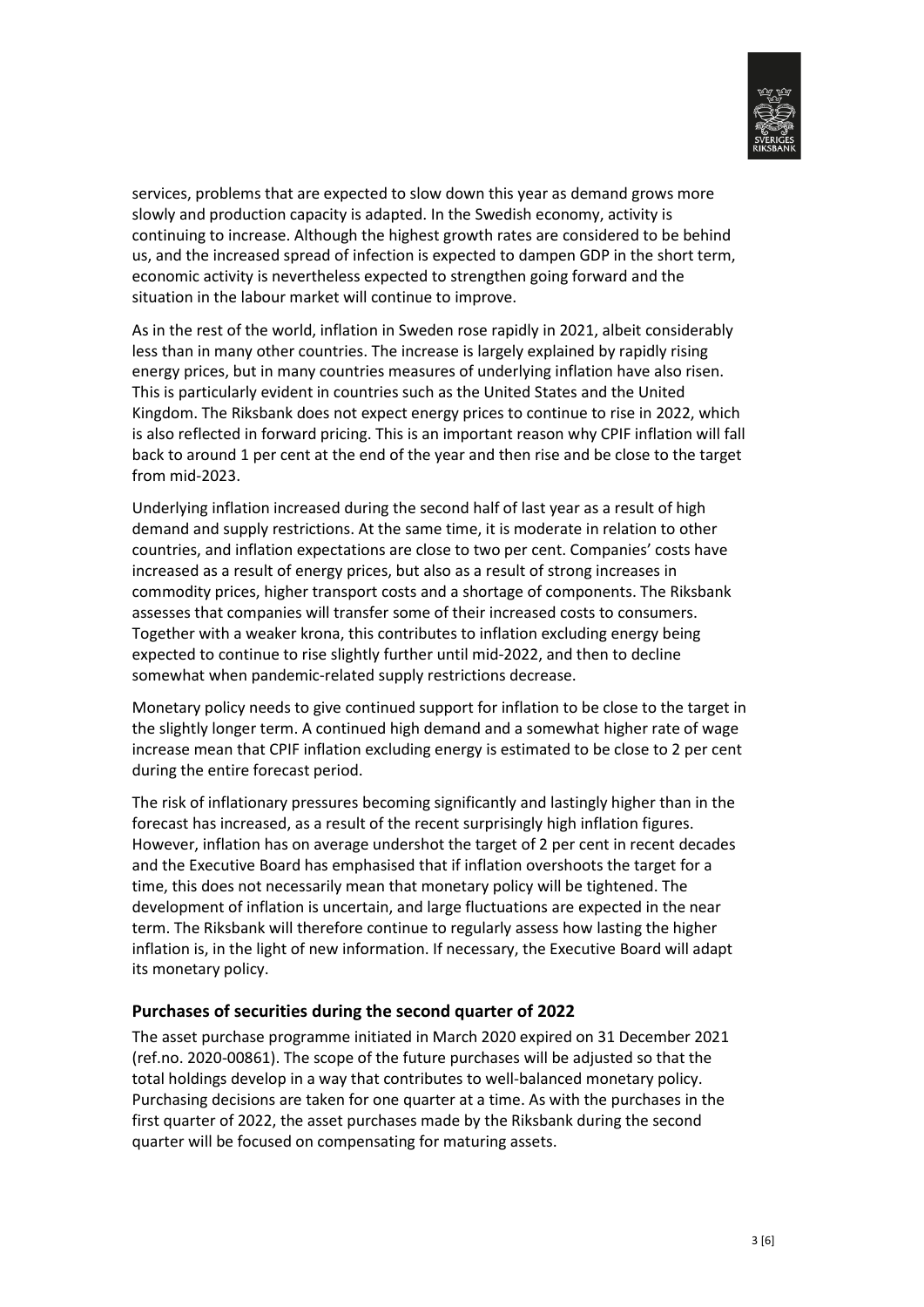services, problems that are expected to slow down this year as demand grows more slowly and production capacity is adapted. In the Swedish economy, activity is continuing to increase. Although the highest growth rates are considered to be behind us, and the increased spread of infection is expected to dampen GDP in the short term, economic activity is nevertheless expected to strengthen going forward and the situation in the labour market will continue to improve.

As in the rest of the world, inflation in Sweden rose rapidly in 2021, albeit considerably less than in many other countries. The increase is largely explained by rapidly rising energy prices, but in many countries measures of underlying inflation have also risen. This is particularly evident in countries such as the United States and the United Kingdom. The Riksbank does not expect energy prices to continue to rise in 2022, which is also reflected in forward pricing. This is an important reason why CPIF inflation will fall back to around 1 per cent at the end of the year and then rise and be close to the target from mid-2023.

Underlying inflation increased during the second half of last year as a result of high demand and supply restrictions. At the same time, it is moderate in relation to other countries, and inflation expectations are close to two per cent. Companies' costs have increased as a result of energy prices, but also as a result of strong increases in commodity prices, higher transport costs and a shortage of components. The Riksbank assesses that companies will transfer some of their increased costs to consumers. Together with a weaker krona, this contributes to inflation excluding energy being expected to continue to rise slightly further until mid-2022, and then to decline somewhat when pandemic-related supply restrictions decrease.

Monetary policy needs to give continued support for inflation to be close to the target in the slightly longer term. A continued high demand and a somewhat higher rate of wage increase mean that CPIF inflation excluding energy is estimated to be close to 2 per cent during the entire forecast period.

The risk of inflationary pressures becoming significantly and lastingly higher than in the forecast has increased, as a result of the recent surprisingly high inflation figures. However, inflation has on average undershot the target of 2 per cent in recent decades and the Executive Board has emphasised that if inflation overshoots the target for a time, this does not necessarily mean that monetary policy will be tightened. The development of inflation is uncertain, and large fluctuations are expected in the near term. The Riksbank will therefore continue to regularly assess how lasting the higher inflation is, in the light of new information. If necessary, the Executive Board will adapt its monetary policy.

### Purchases of securities during the second quarter of 2022

The asset purchase programme initiated in March 2020 expired on 31 December 2021 (ref.no. 2020-00861). The scope of the future purchases will be adjusted so that the total holdings develop in a way that contributes to well-balanced monetary policy. Purchasing decisions are taken for one quarter at a time. As with the purchases in the first quarter of 2022, the asset purchases made by the Riksbank during the second quarter will be focused on compensating for maturing assets.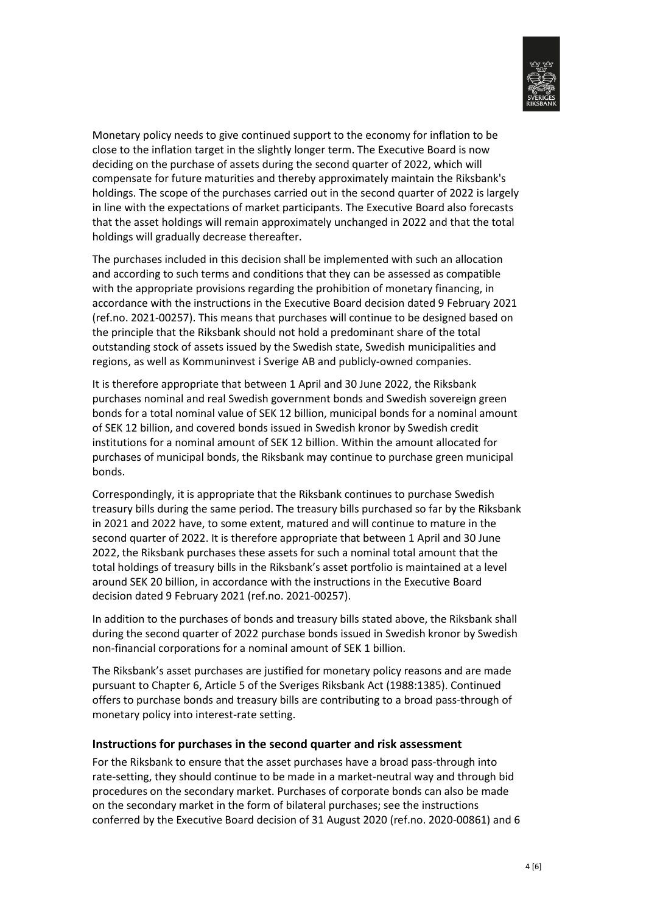Monetary policy needs to give continued support to the economy for inflation to be close to the inflation target in the slightly longer term. The Executive Board is now deciding on the purchase of assets during the second quarter of 2022, which will compensate for future maturities and thereby approximately maintain the Riksbank's holdings. The scope of the purchases carried out in the second quarter of 2022 is largely in line with the expectations of market participants. The Executive Board also forecasts that the asset holdings will remain approximately unchanged in 2022 and that the total holdings will gradually decrease thereafter.

The purchases included in this decision shall be implemented with such an allocation and according to such terms and conditions that they can be assessed as compatible with the appropriate provisions regarding the prohibition of monetary financing, in accordance with the instructions in the Executive Board decision dated 9 February 2021 (ref.no. 2021-00257). This means that purchases will continue to be designed based on the principle that the Riksbank should not hold a predominant share of the total outstanding stock of assets issued by the Swedish state, Swedish municipalities and regions, as well as Kommuninvest i Sverige AB and publicly-owned companies.

It is therefore appropriate that between 1 April and 30 June 2022, the Riksbank purchases nominal and real Swedish government bonds and Swedish sovereign green bonds for a total nominal value of SEK 12 billion, municipal bonds for a nominal amount of SEK 12 billion, and covered bonds issued in Swedish kronor by Swedish credit institutions for a nominal amount of SEK 12 billion. Within the amount allocated for purchases of municipal bonds, the Riksbank may continue to purchase green municipal bonds.

Correspondingly, it is appropriate that the Riksbank continues to purchase Swedish treasury bills during the same period. The treasury bills purchased so far by the Riksbank in 2021 and 2022 have, to some extent, matured and will continue to mature in the second quarter of 2022. It is therefore appropriate that between 1 April and 30 June 2022, the Riksbank purchases these assets for such a nominal total amount that the total holdings of treasury bills in the Riksbank's asset portfolio is maintained at a level around SEK 20 billion, in accordance with the instructions in the Executive Board decision dated 9 February 2021 (ref.no. 2021-00257).

In addition to the purchases of bonds and treasury bills stated above, the Riksbank shall during the second quarter of 2022 purchase bonds issued in Swedish kronor by Swedish non-financial corporations for a nominal amount of SEK 1 billion.

The Riksbank's asset purchases are justified for monetary policy reasons and are made pursuant to Chapter 6, Article 5 of the Sveriges Riksbank Act (1988:1385). Continued offers to purchase bonds and treasury bills are contributing to a broad pass-through of monetary policy into interest-rate setting.

### Instructions for purchases in the second quarter and risk assessment

For the Riksbank to ensure that the asset purchases have a broad pass-through into rate-setting, they should continue to be made in a market-neutral way and through bid procedures on the secondary market. Purchases of corporate bonds can also be made on the secondary market in the form of bilateral purchases; see the instructions conferred by the Executive Board decision of 31 August 2020 (ref.no. 2020-00861) and 6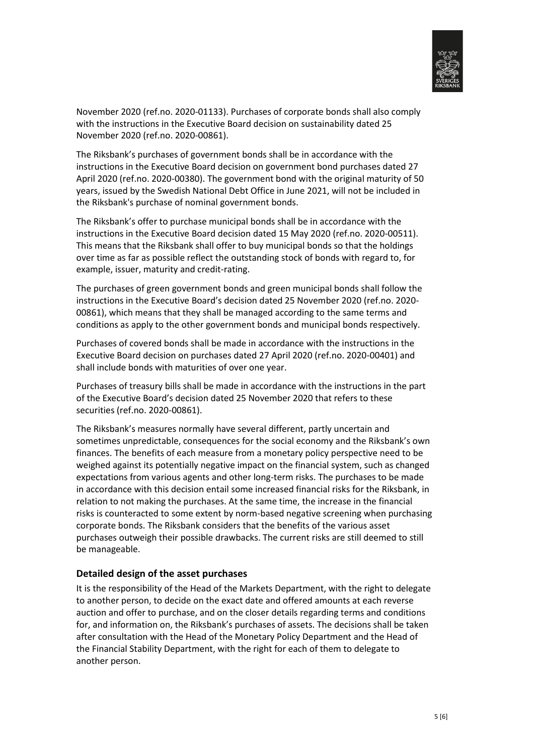November 2020 (ref.no. 2020-01133). Purchases of corporate bonds shall also comply with the instructions in the Executive Board decision on sustainability dated 25 November 2020 (ref.no. 2020-00861).

The Riksbank's purchases of government bonds shall be in accordance with the instructions in the Executive Board decision on government bond purchases dated 27 April 2020 (ref.no. 2020-00380). The government bond with the original maturity of 50 years, issued by the Swedish National Debt Office in June 2021, will not be included in the Riksbank's purchase of nominal government bonds.

The Riksbank's offer to purchase municipal bonds shall be in accordance with the instructions in the Executive Board decision dated 15 May 2020 (ref.no. 2020-00511). This means that the Riksbank shall offer to buy municipal bonds so that the holdings over time as far as possible reflect the outstanding stock of bonds with regard to, for example, issuer, maturity and credit-rating.

The purchases of green government bonds and green municipal bonds shall follow the instructions in the Executive Board's decision dated 25 November 2020 (ref.no. 2020-00861), which means that they shall be managed according to the same terms and conditions as apply to the other government bonds and municipal bonds respectively.

Purchases of covered bonds shall be made in accordance with the instructions in the Executive Board decision on purchases dated 27 April 2020 (ref.no. 2020-00401) and shall include bonds with maturities of over one year.

Purchases of treasury bills shall be made in accordance with the instructions in the part of the Executive Board's decision dated 25 November 2020 that refers to these securities (ref.no. 2020-00861).

The Riksbank's measures normally have several different, partly uncertain and sometimes unpredictable, consequences for the social economy and the Riksbank's own finances. The benefits of each measure from a monetary policy perspective need to be weighed against its potentially negative impact on the financial system, such as changed expectations from various agents and other long-term risks. The purchases to be made in accordance with this decision entail some increased financial risks for the Riksbank, in relation to not making the purchases. At the same time, the increase in the financial risks is counteracted to some extent by norm-based negative screening when purchasing corporate bonds. The Riksbank considers that the benefits of the various asset purchases outweigh their possible drawbacks. The current risks are still deemed to still be manageable.

### Detailed design of the asset purchases

It is the responsibility of the Head of the Markets Department, with the right to delegate to another person, to decide on the exact date and offered amounts at each reverse auction and offer to purchase, and on the closer details regarding terms and conditions for, and information on, the Riksbank's purchases of assets. The decisions shall be taken after consultation with the Head of the Monetary Policy Department and the Head of the Financial Stability Department, with the right for each of them to delegate to another person.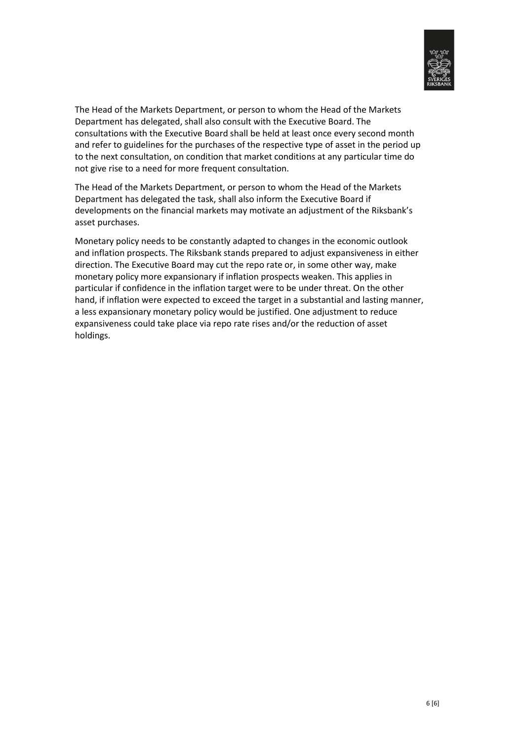The Head of the Markets Department, or person to whom the Head of the Markets Department has delegated, shall also consult with the Executive Board. The consultations with the Executive Board shall be held at least once every second month and refer to guidelines for the purchases of the respective type of asset in the period up to the next consultation, on condition that market conditions at any particular time do not give rise to a need for more frequent consultation.

The Head of the Markets Department, or person to whom the Head of the Markets Department has delegated the task, shall also inform the Executive Board if developments on the financial markets may motivate an adjustment of the Riksbank's asset purchases.

Monetary policy needs to be constantly adapted to changes in the economic outlook and inflation prospects. The Riksbank stands prepared to adjust expansiveness in either direction. The Executive Board may cut the repo rate or, in some other way, make monetary policy more expansionary if inflation prospects weaken. This applies in particular if confidence in the inflation target were to be under threat. On the other hand, if inflation were expected to exceed the target in a substantial and lasting manner, a less expansionary monetary policy would be justified. One adjustment to reduce expansiveness could take place via repo rate rises and/or the reduction of asset holdings.